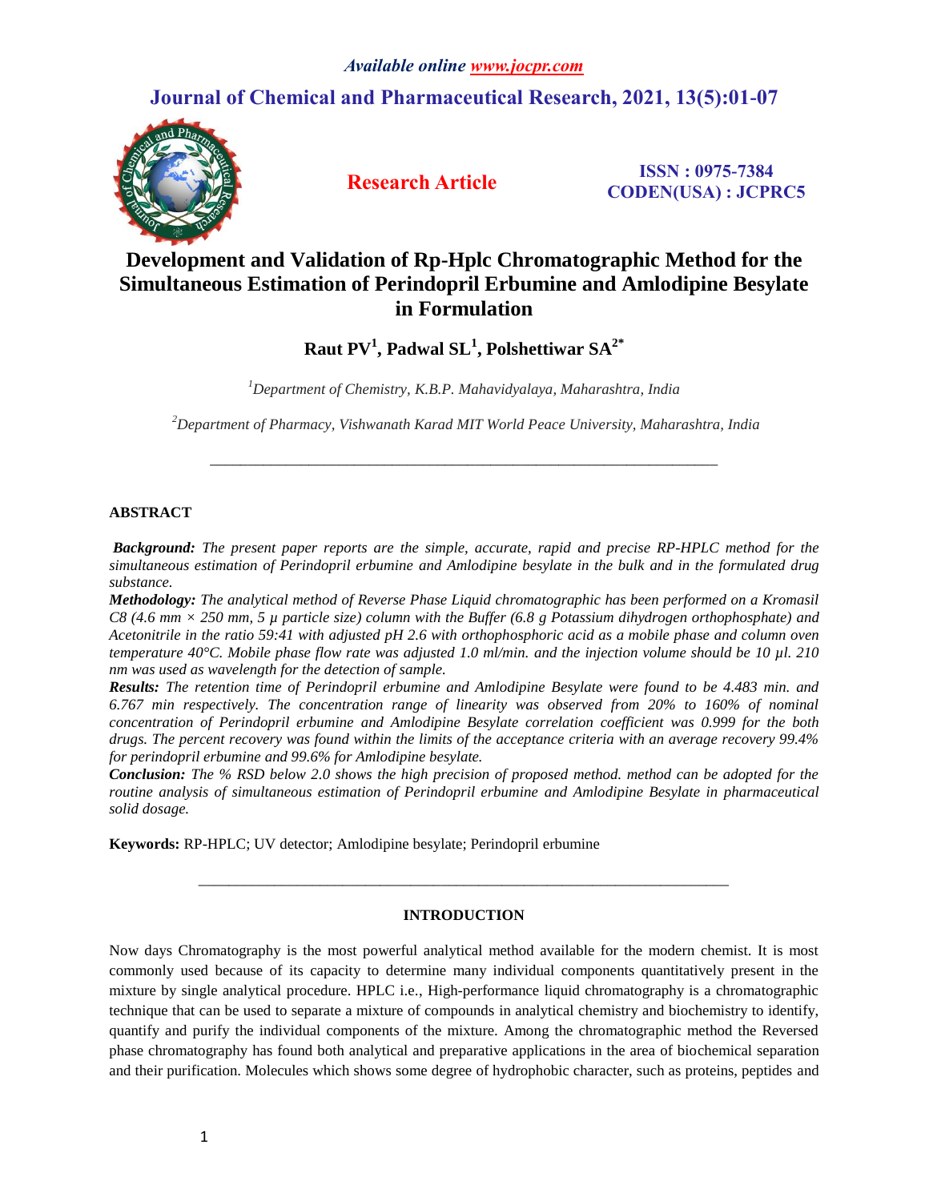*Available online www.jocpr.com*

**Journal of Chemical and Pharmaceutical Research, 2021, 13(5):01-07**

**Research Article**

**ISSN : 0975-7384**
**CODEN(USA) : JCPRC5**

# Development and Validation of Rp-Hplc Chromatographic Method for the Simultaneous Estimation of Perindopril Erbumine and Amlodipine Besylate in Formulation

**Raut PV[1], Padwal SL[1], Polshettiwar SA[2*]**

*[1]Department of Chemistry, K.B.P. Mahavidyalaya, Maharashtra, India*

*[2]Department of Pharmacy, Vishwanath Karad MIT World Peace University, Maharashtra, India*

---

## ABSTRACT

***Background:*** *The present paper reports are the simple, accurate, rapid and precise RP-HPLC method for the simultaneous estimation of Perindopril erbumine and Amlodipine besylate in the bulk and in the formulated drug substance.*

***Methodology:*** *The analytical method of Reverse Phase Liquid chromatographic has been performed on a Kromasil C8 (4.6 mm × 250 mm, 5 µ particle size) column with the Buffer (6.8 g Potassium dihydrogen orthophosphate) and Acetonitrile in the ratio 59:41 with adjusted pH 2.6 with orthophosphoric acid as a mobile phase and column oven temperature 40°C. Mobile phase flow rate was adjusted 1.0 ml/min. and the injection volume should be 10 µl. 210 nm was used as wavelength for the detection of sample.*

***Results:*** *The retention time of Perindopril erbumine and Amlodipine Besylate were found to be 4.483 min. and 6.767 min respectively. The concentration range of linearity was observed from 20% to 160% of nominal concentration of Perindopril erbumine and Amlodipine Besylate correlation coefficient was 0.999 for the both drugs. The percent recovery was found within the limits of the acceptance criteria with an average recovery 99.4% for perindopril erbumine and 99.6% for Amlodipine besylate.*

***Conclusion:*** *The % RSD below 2.0 shows the high precision of proposed method. method can be adopted for the routine analysis of simultaneous estimation of Perindopril erbumine and Amlodipine Besylate in pharmaceutical solid dosage.*

**Keywords:** RP-HPLC; UV detector; Amlodipine besylate; Perindopril erbumine

---

## INTRODUCTION

Now days Chromatography is the most powerful analytical method available for the modern chemist. It is most commonly used because of its capacity to determine many individual components quantitatively present in the mixture by single analytical procedure. HPLC i.e., High-performance liquid chromatography is a chromatographic technique that can be used to separate a mixture of compounds in analytical chemistry and biochemistry to identify, quantify and purify the individual components of the mixture. Among the chromatographic method the Reversed phase chromatography has found both analytical and preparative applications in the area of biochemical separation and their purification. Molecules which shows some degree of hydrophobic character, such as proteins, peptides and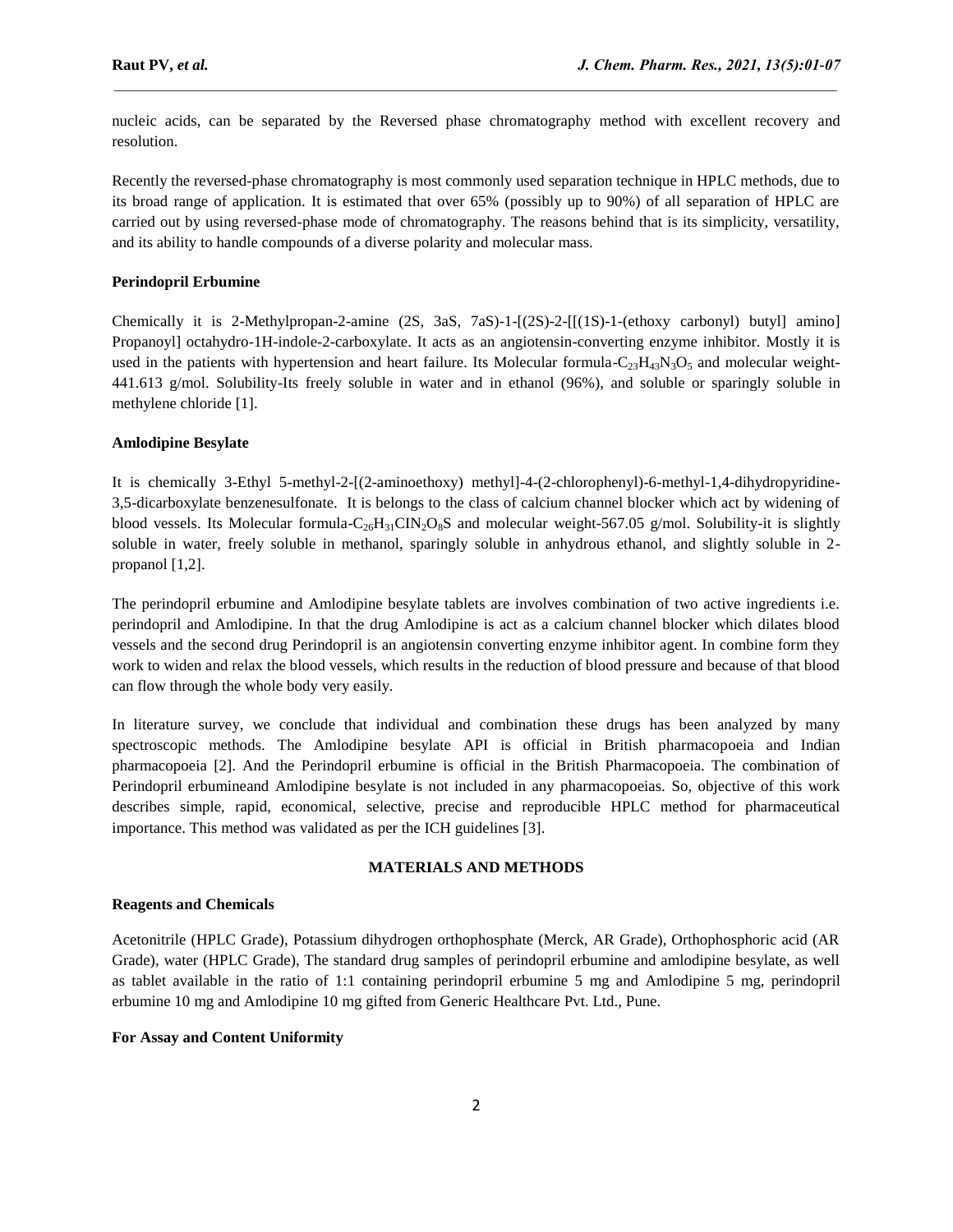nucleic acids, can be separated by the Reversed phase chromatography method with excellent recovery and resolution.

Recently the reversed-phase chromatography is most commonly used separation technique in HPLC methods, due to its broad range of application. It is estimated that over 65% (possibly up to 90%) of all separation of HPLC are carried out by using reversed-phase mode of chromatography. The reasons behind that is its simplicity, versatility, and its ability to handle compounds of a diverse polarity and molecular mass.

**Perindopril Erbumine**

Chemically it is 2-Methylpropan-2-amine (2S, 3aS, 7aS)-1-[(2S)-2-[[(1S)-1-(ethoxy carbonyl) butyl] amino] Propanoyl] octahydro-1H-indole-2-carboxylate. It acts as an angiotensin-converting enzyme inhibitor. Mostly it is used in the patients with hypertension and heart failure. Its Molecular formula-$C_{23}H_{43}N_3O_5$ and molecular weight-441.613 g/mol. Solubility-Its freely soluble in water and in ethanol (96%), and soluble or sparingly soluble in methylene chloride [1].

**Amlodipine Besylate**

It is chemically 3-Ethyl 5-methyl-2-[(2-aminoethoxy) methyl]-4-(2-chlorophenyl)-6-methyl-1,4-dihydropyridine-3,5-dicarboxylate benzenesulfonate. It is belongs to the class of calcium channel blocker which act by widening of blood vessels. Its Molecular formula-$C_{26}H_{31}ClN_2O_8S$ and molecular weight-567.05 g/mol. Solubility-it is slightly soluble in water, freely soluble in methanol, sparingly soluble in anhydrous ethanol, and slightly soluble in 2-propanol [1,2].

The perindopril erbumine and Amlodipine besylate tablets are involves combination of two active ingredients i.e. perindopril and Amlodipine. In that the drug Amlodipine is act as a calcium channel blocker which dilates blood vessels and the second drug Perindopril is an angiotensin converting enzyme inhibitor agent. In combine form they work to widen and relax the blood vessels, which results in the reduction of blood pressure and because of that blood can flow through the whole body very easily.

In literature survey, we conclude that individual and combination these drugs has been analyzed by many spectroscopic methods. The Amlodipine besylate API is official in British pharmacopoeia and Indian pharmacopoeia [2]. And the Perindopril erbumine is official in the British Pharmacopoeia. The combination of Perindopril erbumineand Amlodipine besylate is not included in any pharmacopoeias. So, objective of this work describes simple, rapid, economical, selective, precise and reproducible HPLC method for pharmaceutical importance. This method was validated as per the ICH guidelines [3].

## MATERIALS AND METHODS

**Reagents and Chemicals**

Acetonitrile (HPLC Grade), Potassium dihydrogen orthophosphate (Merck, AR Grade), Orthophosphoric acid (AR Grade), water (HPLC Grade), The standard drug samples of perindopril erbumine and amlodipine besylate, as well as tablet available in the ratio of 1:1 containing perindopril erbumine 5 mg and Amlodipine 5 mg, perindopril erbumine 10 mg and Amlodipine 10 mg gifted from Generic Healthcare Pvt. Ltd., Pune.

**For Assay and Content Uniformity**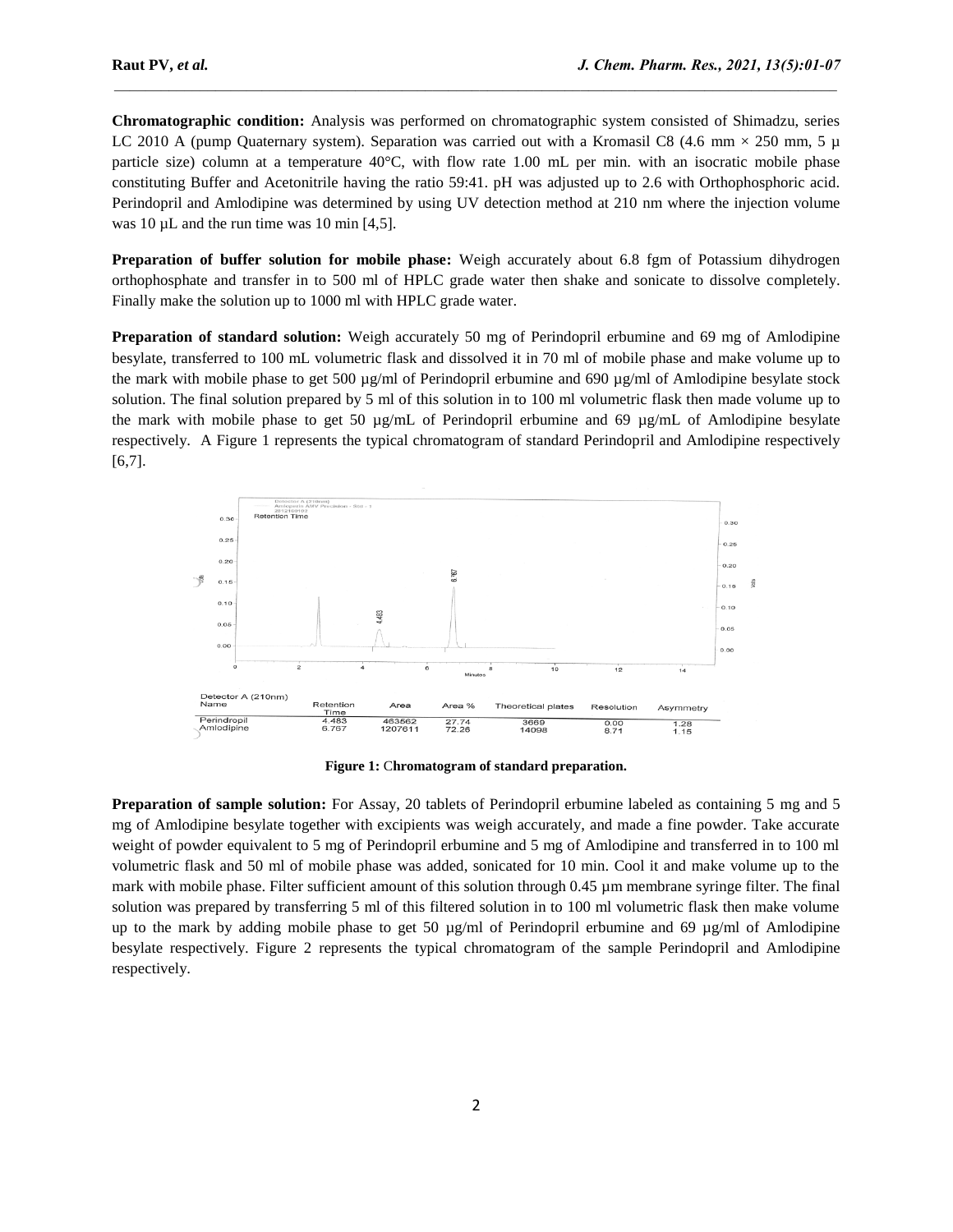**Chromatographic condition:** Analysis was performed on chromatographic system consisted of Shimadzu, series LC 2010 A (pump Quaternary system). Separation was carried out with a Kromasil C8 (4.6 mm × 250 mm, 5 µ particle size) column at a temperature 40°C, with flow rate 1.00 mL per min. with an isocratic mobile phase constituting Buffer and Acetonitrile having the ratio 59:41. pH was adjusted up to 2.6 with Orthophosphoric acid. Perindopril and Amlodipine was determined by using UV detection method at 210 nm where the injection volume was 10 µL and the run time was 10 min [4,5].

**Preparation of buffer solution for mobile phase:** Weigh accurately about 6.8 fgm of Potassium dihydrogen orthophosphate and transfer in to 500 ml of HPLC grade water then shake and sonicate to dissolve completely. Finally make the solution up to 1000 ml with HPLC grade water.

**Preparation of standard solution:** Weigh accurately 50 mg of Perindopril erbumine and 69 mg of Amlodipine besylate, transferred to 100 mL volumetric flask and dissolved it in 70 ml of mobile phase and make volume up to the mark with mobile phase to get 500 µg/ml of Perindopril erbumine and 690 µg/ml of Amlodipine besylate stock solution. The final solution prepared by 5 ml of this solution in to 100 ml volumetric flask then made volume up to the mark with mobile phase to get 50 µg/mL of Perindopril erbumine and 69 µg/mL of Amlodipine besylate respectively. A Figure 1 represents the typical chromatogram of standard Perindopril and Amlodipine respectively [6,7].

Detector A (210nm)

| Name | Retention Time | Area | Area % | Theoretical plates | Resolution | Asymmetry |
|---|---|---|---|---|---|---|
| Perindropil | 4.483 | 463562 | 27.74 | 3669 | 0.00 | 1.28 |
| Amlodipine | 6.767 | 1207611 | 72.26 | 14098 | 8.71 | 1.15 |

**Figure 1:** Chromatogram of standard preparation.

**Preparation of sample solution:** For Assay, 20 tablets of Perindopril erbumine labeled as containing 5 mg and 5 mg of Amlodipine besylate together with excipients was weigh accurately, and made a fine powder. Take accurate weight of powder equivalent to 5 mg of Perindopril erbumine and 5 mg of Amlodipine and transferred in to 100 ml volumetric flask and 50 ml of mobile phase was added, sonicated for 10 min. Cool it and make volume up to the mark with mobile phase. Filter sufficient amount of this solution through 0.45 µm membrane syringe filter. The final solution was prepared by transferring 5 ml of this filtered solution in to 100 ml volumetric flask then make volume up to the mark by adding mobile phase to get 50 µg/ml of Perindopril erbumine and 69 µg/ml of Amlodipine besylate respectively. Figure 2 represents the typical chromatogram of the sample Perindopril and Amlodipine respectively.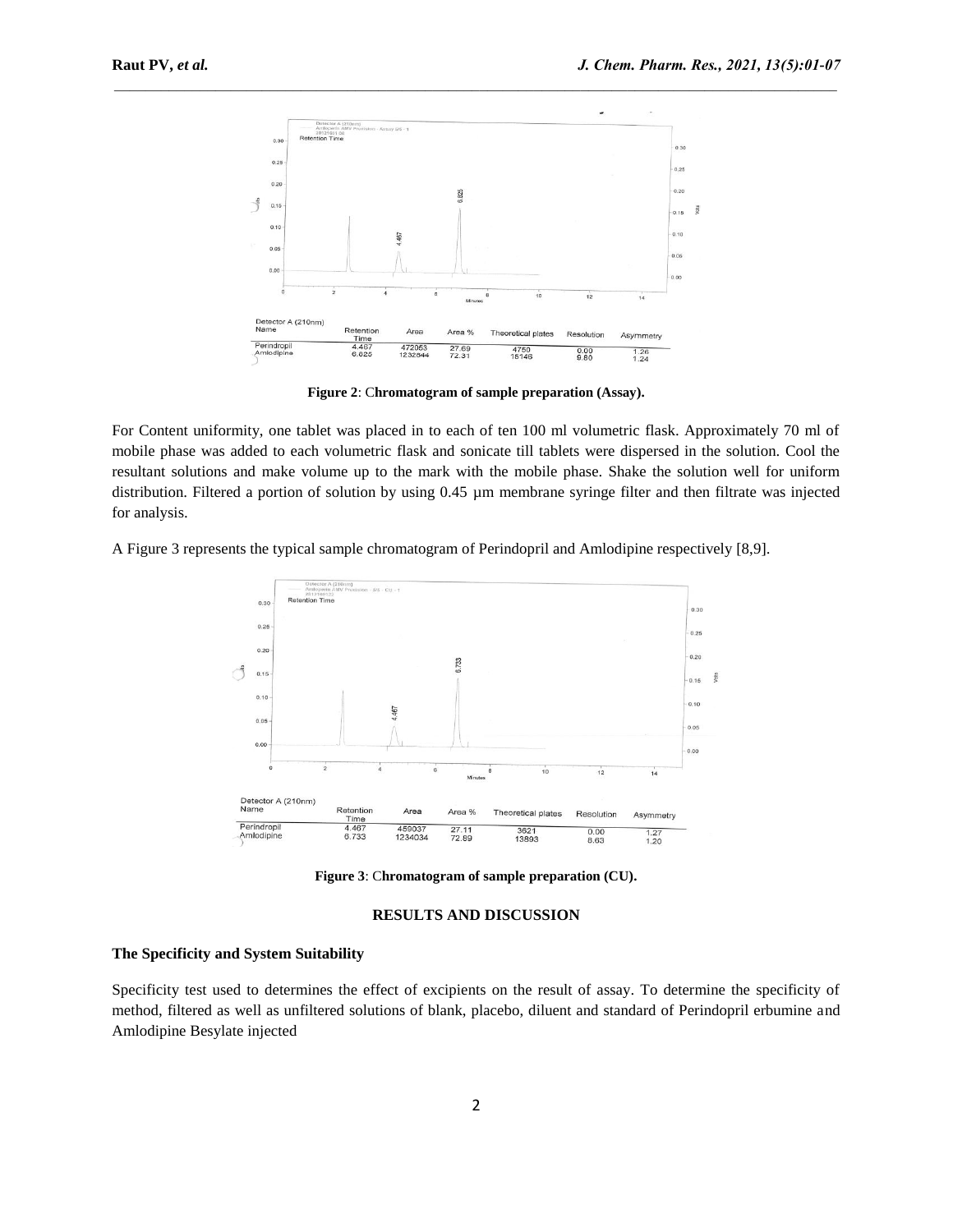| Detector A (210nm) Name | Retention Time | Area | Area % | Theoretical plates | Resolution | Asymmetry |
|---|---|---|---|---|---|---|
| Perindropil | 4.467 | 472063 | 27.69 | 4750 | 0.00 | 1.26 |
| Amlodipine | 6.625 | 1232644 | 72.31 | 15146 | 9.80 | 1.24 |

**Figure 2**: **Chromatogram of sample preparation (Assay).**

For Content uniformity, one tablet was placed in to each of ten 100 ml volumetric flask. Approximately 70 ml of mobile phase was added to each volumetric flask and sonicate till tablets were dispersed in the solution. Cool the resultant solutions and make volume up to the mark with the mobile phase. Shake the solution well for uniform distribution. Filtered a portion of solution by using 0.45 µm membrane syringe filter and then filtrate was injected for analysis.

A Figure 3 represents the typical sample chromatogram of Perindopril and Amlodipine respectively [8,9].

| Detector A (210nm) Name | Retention Time | Area | Area % | Theoretical plates | Resolution | Asymmetry |
|---|---|---|---|---|---|---|
| Perindropil | 4.467 | 459037 | 27.11 | 3621 | 0.00 | 1.27 |
| Amlodipine | 6.733 | 1234034 | 72.89 | 13893 | 8.63 | 1.20 |

**Figure 3**: **Chromatogram of sample preparation (CU).**

## RESULTS AND DISCUSSION

### The Specificity and System Suitability

Specificity test used to determines the effect of excipients on the result of assay. To determine the specificity of method, filtered as well as unfiltered solutions of blank, placebo, diluent and standard of Perindopril erbumine and Amlodipine Besylate injected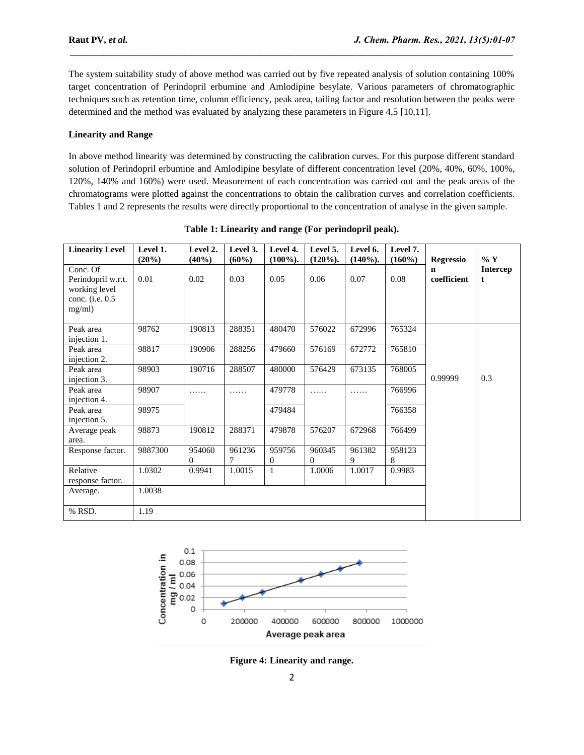The system suitability study of above method was carried out by five repeated analysis of solution containing 100% target concentration of Perindopril erbumine and Amlodipine besylate. Various parameters of chromatographic techniques such as retention time, column efficiency, peak area, tailing factor and resolution between the peaks were determined and the method was evaluated by analyzing these parameters in Figure 4,5 [10,11].

**Linearity and Range**

In above method linearity was determined by constructing the calibration curves. For this purpose different standard solution of Perindopril erbumine and Amlodipine besylate of different concentration level (20%, 40%, 60%, 100%, 120%, 140% and 160%) were used. Measurement of each concentration was carried out and the peak areas of the chromatograms were plotted against the concentrations to obtain the calibration curves and correlation coefficients. Tables 1 and 2 represents the results were directly proportional to the concentration of analyse in the given sample.

**Table 1: Linearity and range (For perindopril peak).**

| Linearity Level | Level 1. (20%) | Level 2. (40%) | Level 3. (60%) | Level 4. (100%). | Level 5. (120%). | Level 6. (140%). | Level 7. (160%) | Regression coefficient | % Y Intercept |
|---|---|---|---|---|---|---|---|---|---|
| Conc. Of Perindopril w.r.t. working level conc. (i.e. 0.5 mg/ml) | 0.01 | 0.02 | 0.03 | 0.05 | 0.06 | 0.07 | 0.08 | | |
| Peak area injection 1. | 98762 | 190813 | 288351 | 480470 | 576022 | 672996 | 765324 | 0.99999 | 0.3 |
| Peak area injection 2. | 98817 | 190906 | 288256 | 479660 | 576169 | 672772 | 765810 | | |
| Peak area injection 3. | 98903 | 190716 | 288507 | 480000 | 576429 | 673135 | 768005 | | |
| Peak area injection 4. | 98907 | …… | …… | 479778 | …… | …… | 766996 | | |
| Peak area injection 5. | 98975 | | | 479484 | | | 766358 | | |
| Average peak area. | 98873 | 190812 | 288371 | 479878 | 576207 | 672968 | 766499 | | |
| Response factor. | 9887300 | 9540600 | 9612367 | 9597560 | 9603450 | 9613829 | 9581238 | | |
| Relative response factor. | 1.0302 | 0.9941 | 1.0015 | 1 | 1.0006 | 1.0017 | 0.9983 | | |
| Average. | 1.0038 | | | | | | | | |
| % RSD. | 1.19 | | | | | | | | |

**Figure 4: Linearity and range.**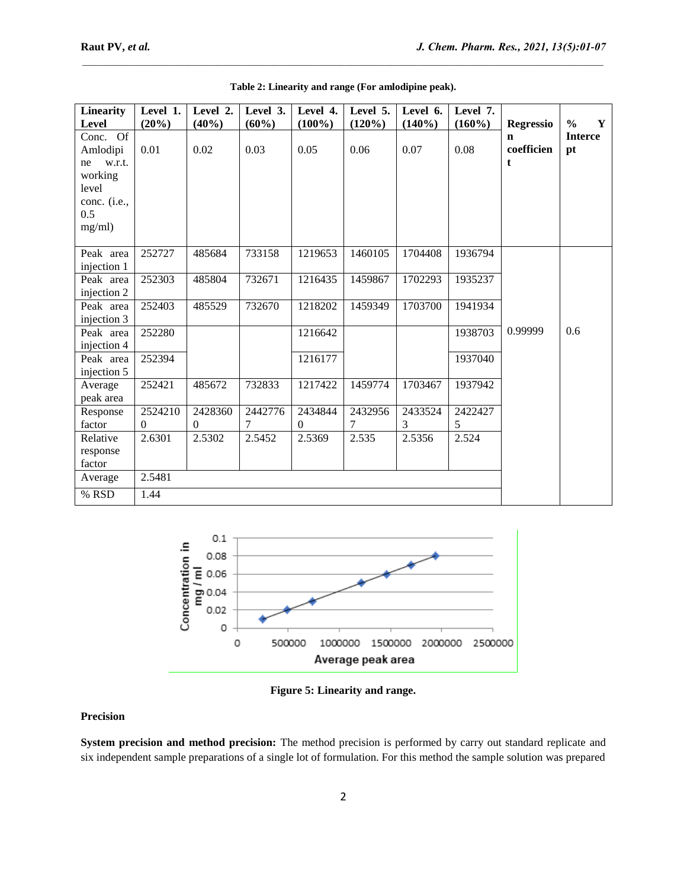**Table 2: Linearity and range (For amlodipine peak).**

| Linearity Level | Level 1. (20%) | Level 2. (40%) | Level 3. (60%) | Level 4. (100%) | Level 5. (120%) | Level 6. (140%) | Level 7. (160%) | Regression coefficient | % Y Intercept |
|---|---|---|---|---|---|---|---|---|---|
| Conc. Of Amlodipine w.r.t. working level conc. (i.e., 0.5 mg/ml) | 0.01 | 0.02 | 0.03 | 0.05 | 0.06 | 0.07 | 0.08 | | |
| Peak area injection 1 | 252727 | 485684 | 733158 | 1219653 | 1460105 | 1704408 | 1936794 | 0.99999 | 0.6 |
| Peak area injection 2 | 252303 | 485804 | 732671 | 1216435 | 1459867 | 1702293 | 1935237 | | |
| Peak area injection 3 | 252403 | 485529 | 732670 | 1218202 | 1459349 | 1703700 | 1941934 | | |
| Peak area injection 4 | 252280 | | | 1216642 | | | 1938703 | | |
| Peak area injection 5 | 252394 | | | 1216177 | | | 1937040 | | |
| Average peak area | 252421 | 485672 | 732833 | 1217422 | 1459774 | 1703467 | 1937942 | | |
| Response factor | 25242100 | 24283600 | 24427767 | 24348440 | 24329567 | 24335243 | 24224275 | | |
| Relative response factor | 2.6301 | 2.5302 | 2.5452 | 2.5369 | 2.535 | 2.5356 | 2.524 | | |
| Average | 2.5481 | | | | | | | | |
| % RSD | 1.44 | | | | | | | | |

Figure 5: Linearity and range.

### Precision

**System precision and method precision:** The method precision is performed by carry out standard replicate and six independent sample preparations of a single lot of formulation. For this method the sample solution was prepared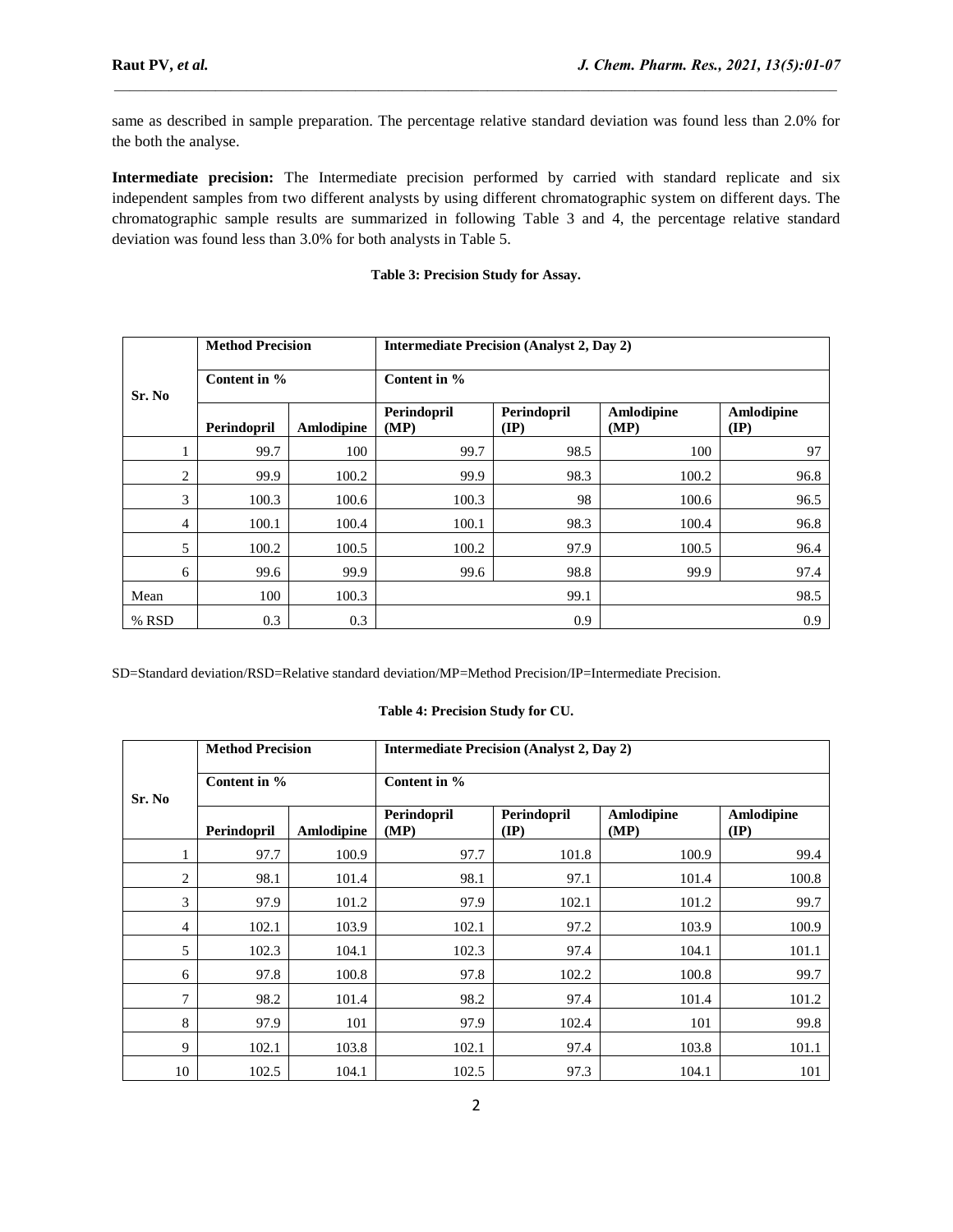same as described in sample preparation. The percentage relative standard deviation was found less than 2.0% for the both the analyse.

**Intermediate precision:** The Intermediate precision performed by carried with standard replicate and six independent samples from two different analysts by using different chromatographic system on different days. The chromatographic sample results are summarized in following Table 3 and 4, the percentage relative standard deviation was found less than 3.0% for both analysts in Table 5.

**Table 3: Precision Study for Assay.**

| Sr. No | Method Precision | | Intermediate Precision (Analyst 2, Day 2) | | | |
|---|---|---|---|---|---|---|
| | Content in % | | Content in % | | | |
| | Perindopril | Amlodipine | Perindopril (MP) | Perindopril (IP) | Amlodipine (MP) | Amlodipine (IP) |
| 1 | 99.7 | 100 | 99.7 | 98.5 | 100 | 97 |
| 2 | 99.9 | 100.2 | 99.9 | 98.3 | 100.2 | 96.8 |
| 3 | 100.3 | 100.6 | 100.3 | 98 | 100.6 | 96.5 |
| 4 | 100.1 | 100.4 | 100.1 | 98.3 | 100.4 | 96.8 |
| 5 | 100.2 | 100.5 | 100.2 | 97.9 | 100.5 | 96.4 |
| 6 | 99.6 | 99.9 | 99.6 | 98.8 | 99.9 | 97.4 |
| Mean | 100 | 100.3 | 99.1 | | 98.5 | |
| % RSD | 0.3 | 0.3 | 0.9 | | 0.9 | |

SD=Standard deviation/RSD=Relative standard deviation/MP=Method Precision/IP=Intermediate Precision.

**Table 4: Precision Study for CU.**

| Sr. No | Method Precision | | Intermediate Precision (Analyst 2, Day 2) | | | |
|---|---|---|---|---|---|---|
| | Content in % | | Content in % | | | |
| | Perindopril | Amlodipine | Perindopril (MP) | Perindopril (IP) | Amlodipine (MP) | Amlodipine (IP) |
| 1 | 97.7 | 100.9 | 97.7 | 101.8 | 100.9 | 99.4 |
| 2 | 98.1 | 101.4 | 98.1 | 97.1 | 101.4 | 100.8 |
| 3 | 97.9 | 101.2 | 97.9 | 102.1 | 101.2 | 99.7 |
| 4 | 102.1 | 103.9 | 102.1 | 97.2 | 103.9 | 100.9 |
| 5 | 102.3 | 104.1 | 102.3 | 97.4 | 104.1 | 101.1 |
| 6 | 97.8 | 100.8 | 97.8 | 102.2 | 100.8 | 99.7 |
| 7 | 98.2 | 101.4 | 98.2 | 97.4 | 101.4 | 101.2 |
| 8 | 97.9 | 101 | 97.9 | 102.4 | 101 | 99.8 |
| 9 | 102.1 | 103.8 | 102.1 | 97.4 | 103.8 | 101.1 |
| 10 | 102.5 | 104.1 | 102.5 | 97.3 | 104.1 | 101 |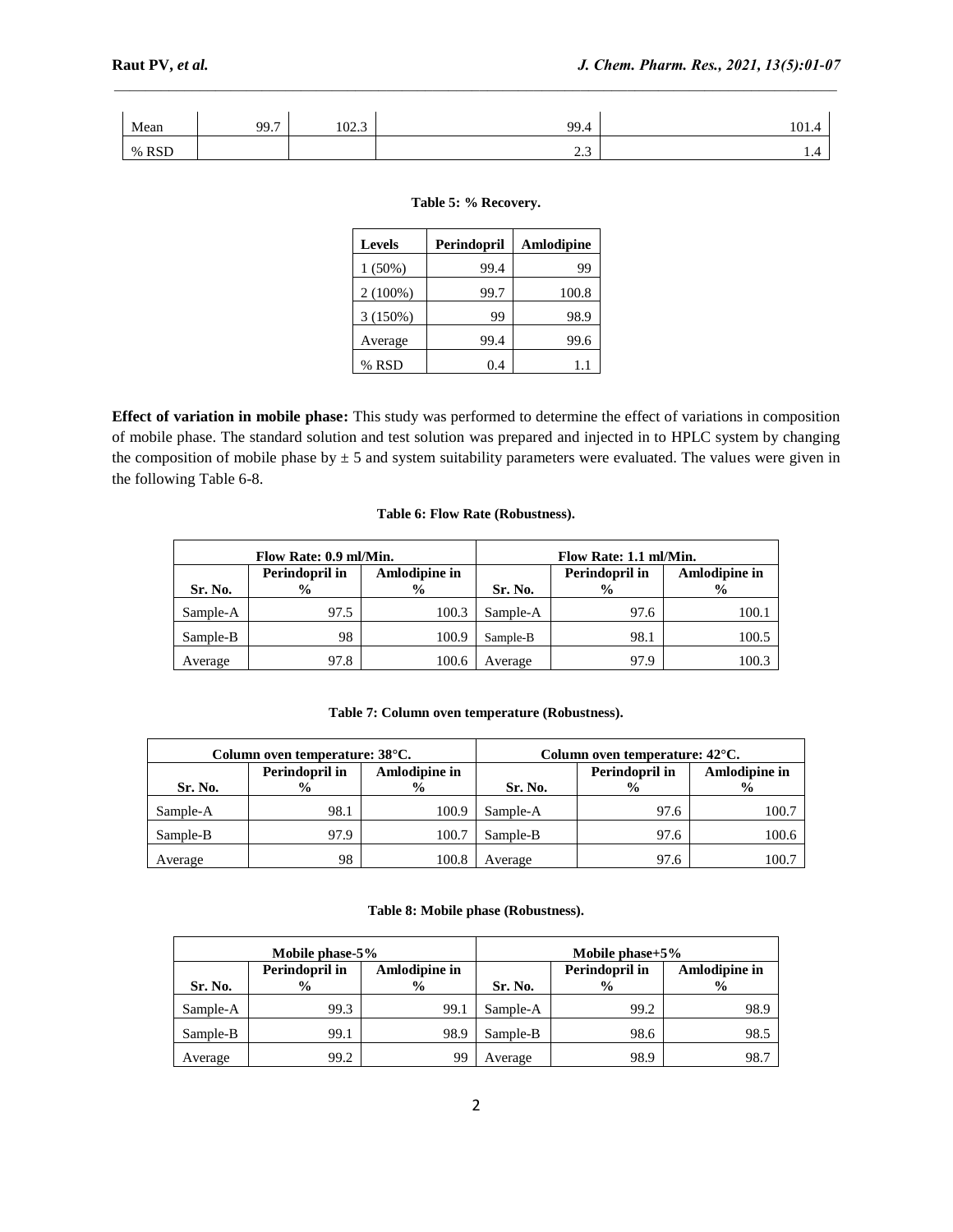| Mean | 99.7 | 102.3 | 99.4 | 101.4 |
|---|---|---|---|---|
| % RSD | | | 2.3 | 1.4 |

**Table 5: % Recovery.**

| Levels | Perindopril | Amlodipine |
|---|---|---|
| 1 (50%) | 99.4 | 99 |
| 2 (100%) | 99.7 | 100.8 |
| 3 (150%) | 99 | 98.9 |
| Average | 99.4 | 99.6 |
| % RSD | 0.4 | 1.1 |

**Effect of variation in mobile phase:** This study was performed to determine the effect of variations in composition of mobile phase. The standard solution and test solution was prepared and injected in to HPLC system by changing the composition of mobile phase by ± 5 and system suitability parameters were evaluated. The values were given in the following Table 6-8.

**Table 6: Flow Rate (Robustness).**

| Flow Rate: 0.9 ml/Min. | | | Flow Rate: 1.1 ml/Min. | | |
|---|---|---|---|---|---|
| Sr. No. | Perindopril in % | Amlodipine in % | Sr. No. | Perindopril in % | Amlodipine in % |
| Sample-A | 97.5 | 100.3 | Sample-A | 97.6 | 100.1 |
| Sample-B | 98 | 100.9 | Sample-B | 98.1 | 100.5 |
| Average | 97.8 | 100.6 | Average | 97.9 | 100.3 |

**Table 7: Column oven temperature (Robustness).**

| Column oven temperature: 38°C. | | | Column oven temperature: 42°C. | | |
|---|---|---|---|---|---|
| Sr. No. | Perindopril in % | Amlodipine in % | Sr. No. | Perindopril in % | Amlodipine in % |
| Sample-A | 98.1 | 100.9 | Sample-A | 97.6 | 100.7 |
| Sample-B | 97.9 | 100.7 | Sample-B | 97.6 | 100.6 |
| Average | 98 | 100.8 | Average | 97.6 | 100.7 |

**Table 8: Mobile phase (Robustness).**

| Mobile phase-5% | | | Mobile phase+5% | | |
|---|---|---|---|---|---|
| Sr. No. | Perindopril in % | Amlodipine in % | Sr. No. | Perindopril in % | Amlodipine in % |
| Sample-A | 99.3 | 99.1 | Sample-A | 99.2 | 98.9 |
| Sample-B | 99.1 | 98.9 | Sample-B | 98.6 | 98.5 |
| Average | 99.2 | 99 | Average | 98.9 | 98.7 |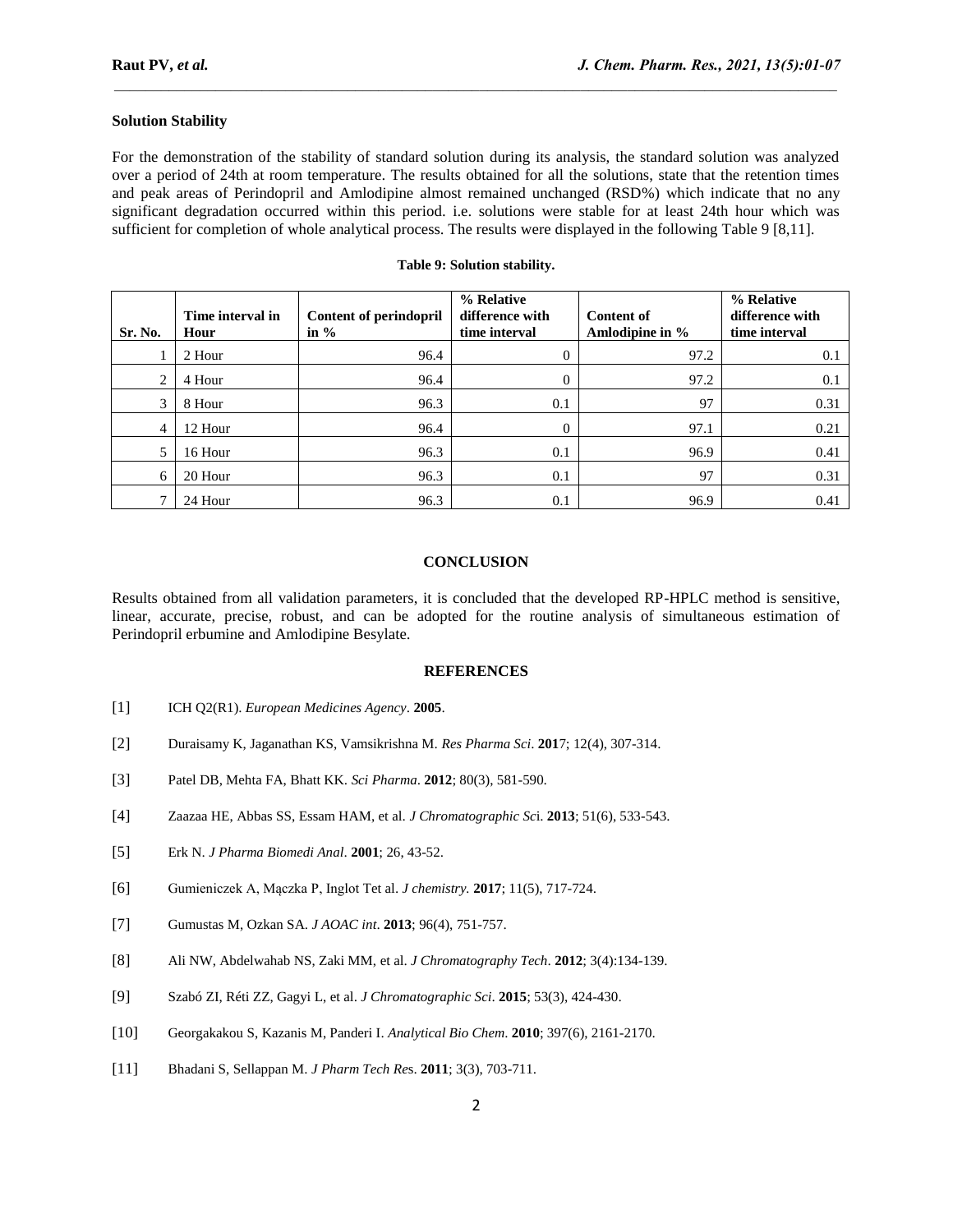### Solution Stability

For the demonstration of the stability of standard solution during its analysis, the standard solution was analyzed over a period of 24th at room temperature. The results obtained for all the solutions, state that the retention times and peak areas of Perindopril and Amlodipine almost remained unchanged (RSD%) which indicate that no any significant degradation occurred within this period. i.e. solutions were stable for at least 24th hour which was sufficient for completion of whole analytical process. The results were displayed in the following Table 9 [8,11].

**Table 9: Solution stability.**

| Sr. No. | Time interval in Hour | Content of perindopril in % | % Relative difference with time interval | Content of Amlodipine in % | % Relative difference with time interval |
|---|---|---|---|---|---|
| 1 | 2 Hour | 96.4 | 0 | 97.2 | 0.1 |
| 2 | 4 Hour | 96.4 | 0 | 97.2 | 0.1 |
| 3 | 8 Hour | 96.3 | 0.1 | 97 | 0.31 |
| 4 | 12 Hour | 96.4 | 0 | 97.1 | 0.21 |
| 5 | 16 Hour | 96.3 | 0.1 | 96.9 | 0.41 |
| 6 | 20 Hour | 96.3 | 0.1 | 97 | 0.31 |
| 7 | 24 Hour | 96.3 | 0.1 | 96.9 | 0.41 |

## CONCLUSION

Results obtained from all validation parameters, it is concluded that the developed RP-HPLC method is sensitive, linear, accurate, precise, robust, and can be adopted for the routine analysis of simultaneous estimation of Perindopril erbumine and Amlodipine Besylate.

## REFERENCES

[1] ICH Q2(R1). *European Medicines Agency*. **2005**.

[2] Duraisamy K, Jaganathan KS, Vamsikrishna M. *Res Pharma Sci*. **2017**; 12(4), 307-314.

[3] Patel DB, Mehta FA, Bhatt KK. *Sci Pharma*. **2012**; 80(3), 581-590.

[4] Zaazaa HE, Abbas SS, Essam HAM, et al. *J Chromatographic Sci*. **2013**; 51(6), 533-543.

[5] Erk N. *J Pharma Biomedi Anal*. **2001**; 26, 43-52.

[6] Gumieniczek A, Mączka P, Inglot Tet al. *J chemistry*. **2017**; 11(5), 717-724.

[7] Gumustas M, Ozkan SA. *J AOAC int*. **2013**; 96(4), 751-757.

[8] Ali NW, Abdelwahab NS, Zaki MM, et al. *J Chromatography Tech*. **2012**; 3(4):134-139.

[9] Szabó ZI, Réti ZZ, Gagyi L, et al. *J Chromatographic Sci*. **2015**; 53(3), 424-430.

[10] Georgakakou S, Kazanis M, Panderi I. *Analytical Bio Chem*. **2010**; 397(6), 2161-2170.

[11] Bhadani S, Sellappan M. *J Pharm Tech Res*. **2011**; 3(3), 703-711.